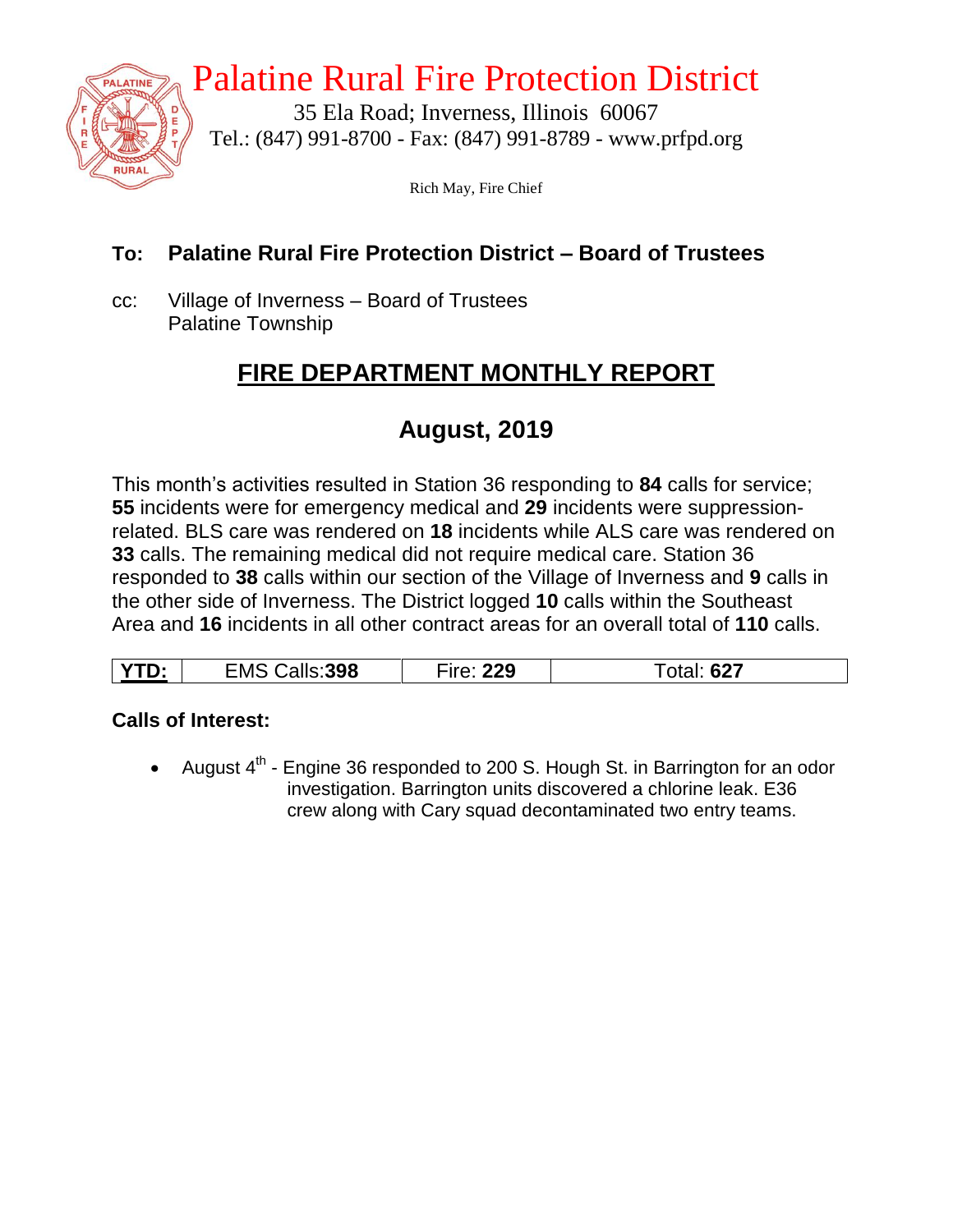# Palatine Rural Fire Protection District

35 Ela Road; Inverness, Illinois 60067
Tel.: (847) 991-8700 - Fax: (847) 991-8789 - www.prfpd.org

Rich May, Fire Chief

**To: Palatine Rural Fire Protection District – Board of Trustees**

cc: Village of Inverness – Board of Trustees
Palatine Township

## FIRE DEPARTMENT MONTHLY REPORT

## August, 2019

This month's activities resulted in Station 36 responding to **84** calls for service; **55** incidents were for emergency medical and **29** incidents were suppression-related. BLS care was rendered on **18** incidents while ALS care was rendered on **33** calls. The remaining medical did not require medical care. Station 36 responded to **38** calls within our section of the Village of Inverness and **9** calls in the other side of Inverness. The District logged **10** calls within the Southeast Area and **16** incidents in all other contract areas for an overall total of **110** calls.

| **YTD:** | EMS Calls:**398** | Fire: **229** | Total: **627** |
|---|---|---|---|

**Calls of Interest:**

- August 4th - Engine 36 responded to 200 S. Hough St. in Barrington for an odor investigation. Barrington units discovered a chlorine leak. E36 crew along with Cary squad decontaminated two entry teams.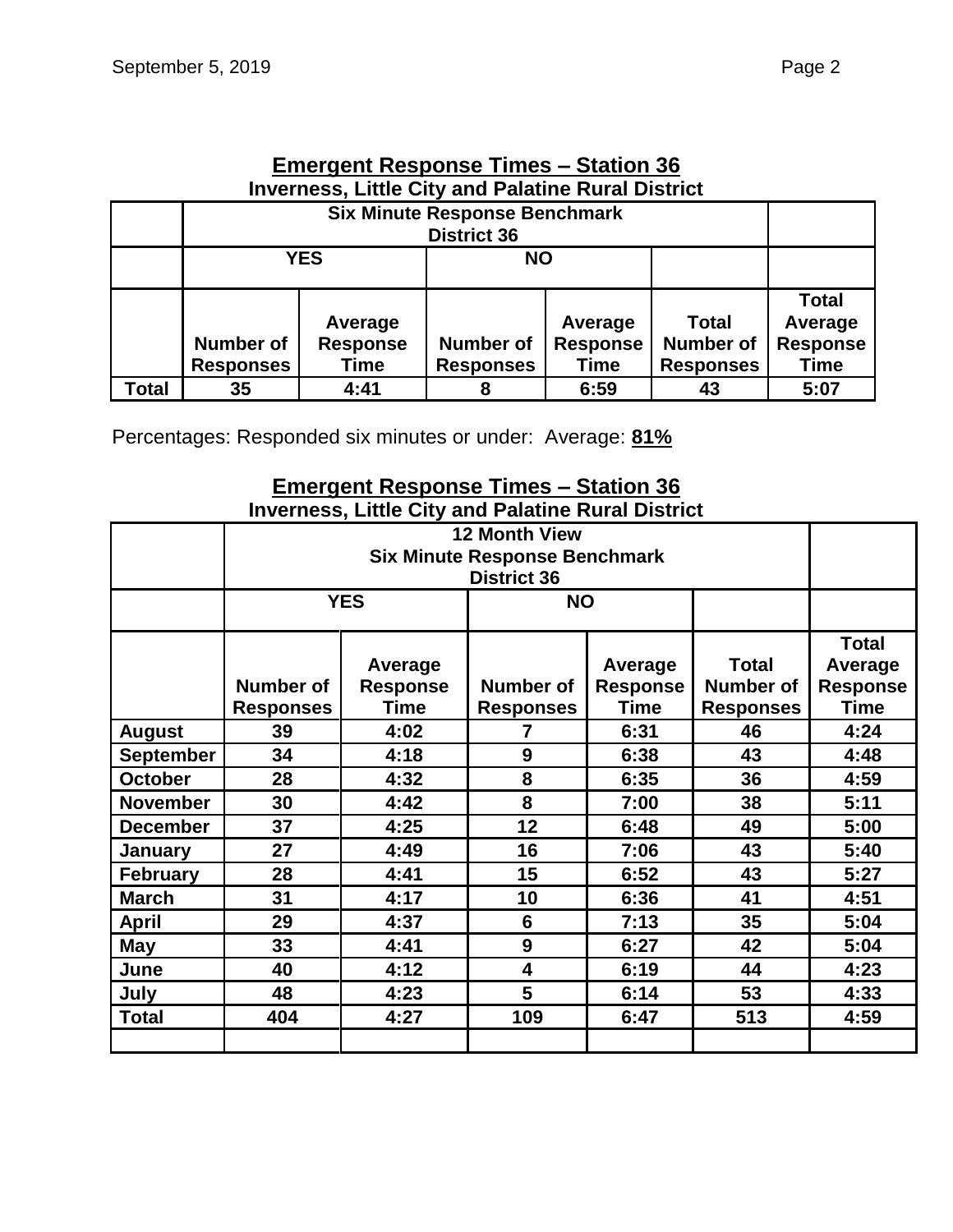## Emergent Response Times – Station 36

**Inverness, Little City and Palatine Rural District**

| | Six Minute Response Benchmark District 36 | | | | | |
|---|---|---|---|---|---|---|
| | YES | | NO | | | |
| | Number of Responses | Average Response Time | Number of Responses | Average Response Time | Total Number of Responses | Total Average Response Time |
| **Total** | 35 | 4:41 | 8 | 6:59 | 43 | 5:07 |

Percentages: Responded six minutes or under: Average: **81%**

## Emergent Response Times – Station 36

**Inverness, Little City and Palatine Rural District**

| | 12 Month View Six Minute Response Benchmark District 36 | | | | | |
|---|---|---|---|---|---|---|
| | YES | | NO | | | |
| | Number of Responses | Average Response Time | Number of Responses | Average Response Time | Total Number of Responses | Total Average Response Time |
| **August** | 39 | 4:02 | 7 | 6:31 | 46 | 4:24 |
| **September** | 34 | 4:18 | 9 | 6:38 | 43 | 4:48 |
| **October** | 28 | 4:32 | 8 | 6:35 | 36 | 4:59 |
| **November** | 30 | 4:42 | 8 | 7:00 | 38 | 5:11 |
| **December** | 37 | 4:25 | 12 | 6:48 | 49 | 5:00 |
| **January** | 27 | 4:49 | 16 | 7:06 | 43 | 5:40 |
| **February** | 28 | 4:41 | 15 | 6:52 | 43 | 5:27 |
| **March** | 31 | 4:17 | 10 | 6:36 | 41 | 4:51 |
| **April** | 29 | 4:37 | 6 | 7:13 | 35 | 5:04 |
| **May** | 33 | 4:41 | 9 | 6:27 | 42 | 5:04 |
| **June** | 40 | 4:12 | 4 | 6:19 | 44 | 4:23 |
| **July** | 48 | 4:23 | 5 | 6:14 | 53 | 4:33 |
| **Total** | 404 | 4:27 | 109 | 6:47 | 513 | 4:59 |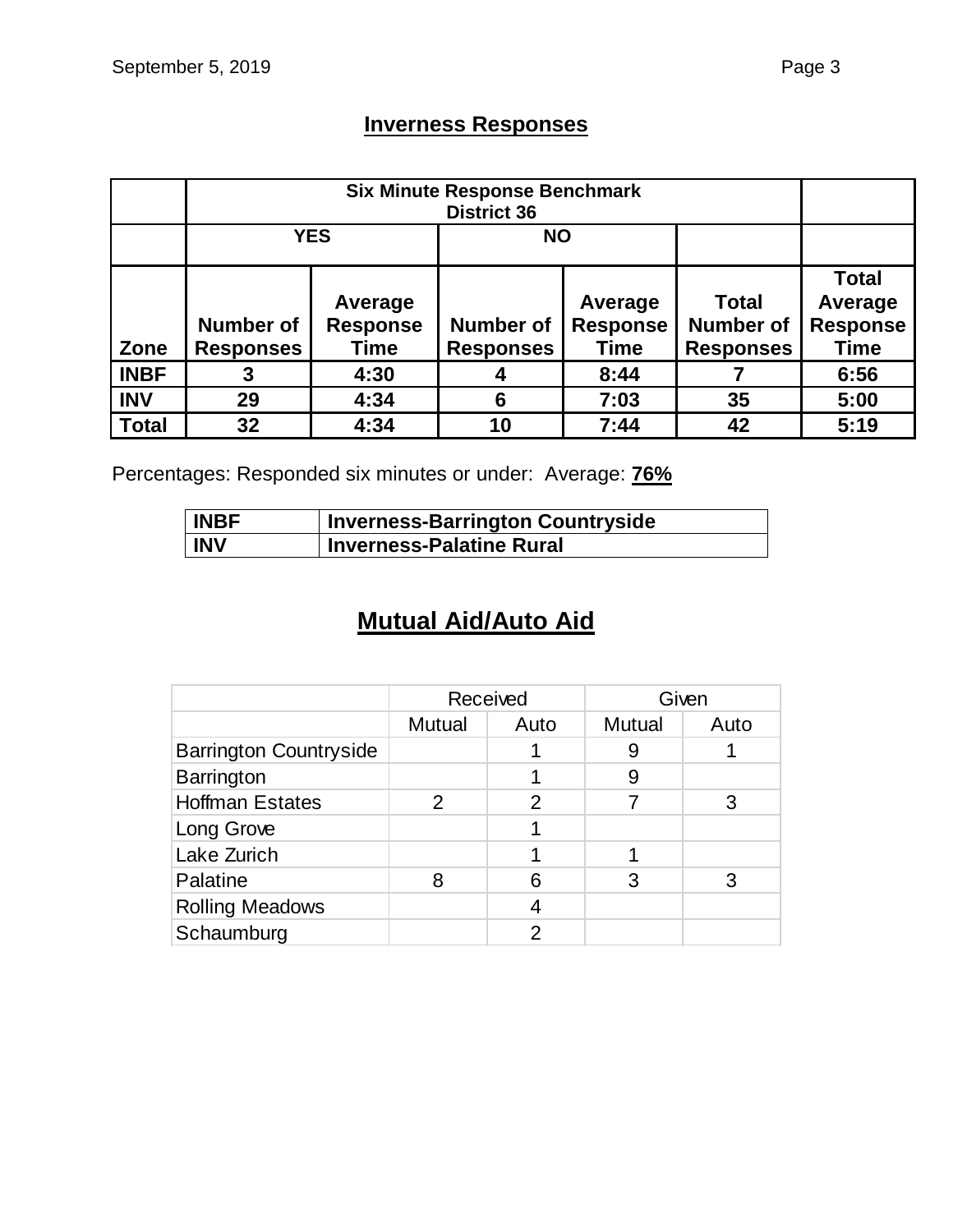## Inverness Responses

| | Six Minute Response Benchmark District 36 | | | | | |
|---|---|---|---|---|---|---|
| | YES | | NO | | | |
| Zone | Number of Responses | Average Response Time | Number of Responses | Average Response Time | Total Number of Responses | Total Average Response Time |
| INBF | 3 | 4:30 | 4 | 8:44 | 7 | 6:56 |
| INV | 29 | 4:34 | 6 | 7:03 | 35 | 5:00 |
| Total | 32 | 4:34 | 10 | 7:44 | 42 | 5:19 |

Percentages: Responded six minutes or under: Average: **76%**

| INBF | Inverness-Barrington Countryside |
|---|---|
| INV | Inverness-Palatine Rural |

## Mutual Aid/Auto Aid

| | Received | | Given | |
|---|---|---|---|---|
| | Mutual | Auto | Mutual | Auto |
| Barrington Countryside | | 1 | 9 | 1 |
| Barrington | | 1 | 9 | |
| Hoffman Estates | 2 | 2 | 7 | 3 |
| Long Grove | | 1 | | |
| Lake Zurich | | 1 | 1 | |
| Palatine | 8 | 6 | 3 | 3 |
| Rolling Meadows | | 4 | | |
| Schaumburg | | 2 | | |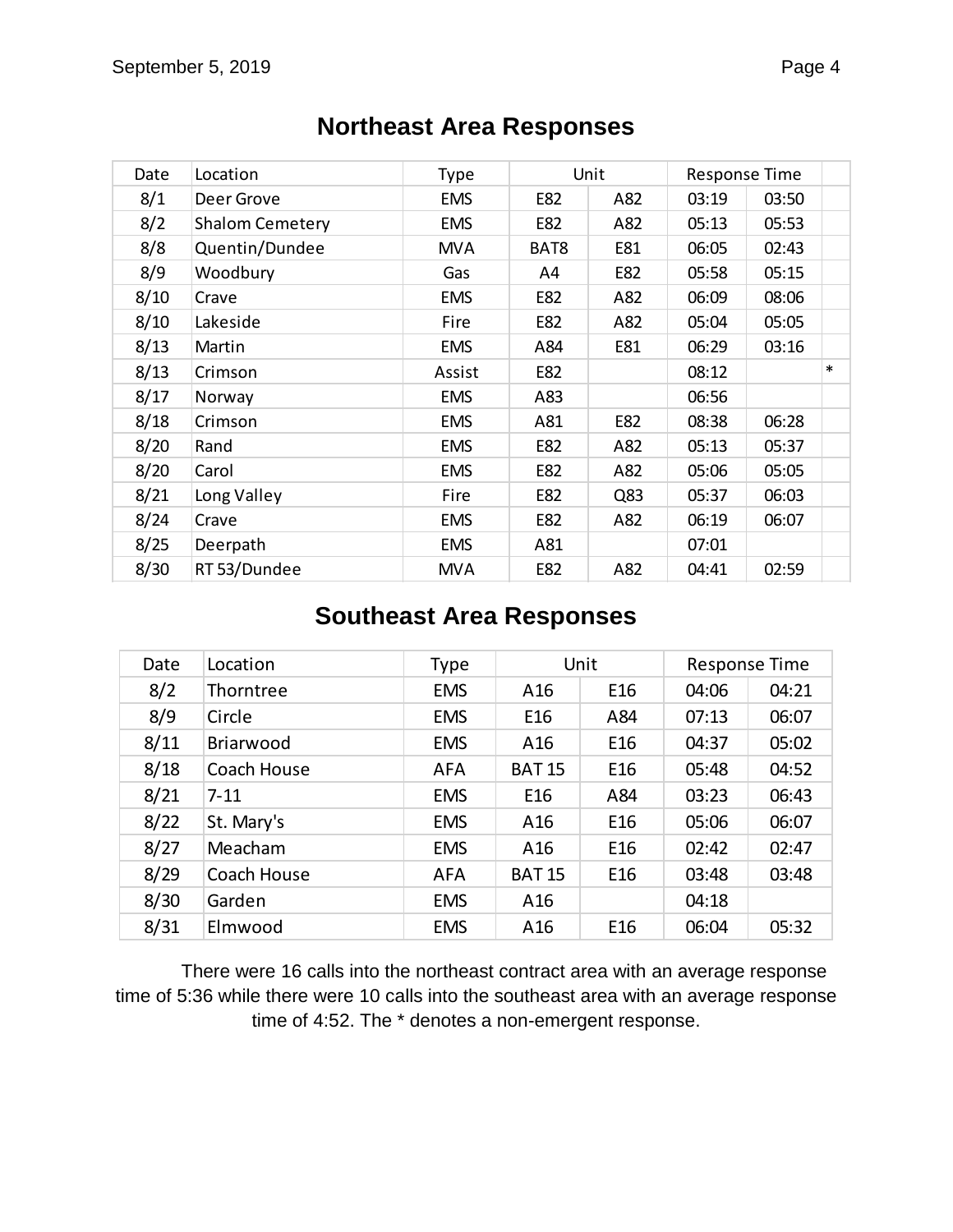## Northeast Area Responses

| Date | Location | Type | Unit | | Response Time | | |
|---|---|---|---|---|---|---|---|
| 8/1 | Deer Grove | EMS | E82 | A82 | 03:19 | 03:50 | |
| 8/2 | Shalom Cemetery | EMS | E82 | A82 | 05:13 | 05:53 | |
| 8/8 | Quentin/Dundee | MVA | BAT8 | E81 | 06:05 | 02:43 | |
| 8/9 | Woodbury | Gas | A4 | E82 | 05:58 | 05:15 | |
| 8/10 | Crave | EMS | E82 | A82 | 06:09 | 08:06 | |
| 8/10 | Lakeside | Fire | E82 | A82 | 05:04 | 05:05 | |
| 8/13 | Martin | EMS | A84 | E81 | 06:29 | 03:16 | |
| 8/13 | Crimson | Assist | E82 | | 08:12 | | * |
| 8/17 | Norway | EMS | A83 | | 06:56 | | |
| 8/18 | Crimson | EMS | A81 | E82 | 08:38 | 06:28 | |
| 8/20 | Rand | EMS | E82 | A82 | 05:13 | 05:37 | |
| 8/20 | Carol | EMS | E82 | A82 | 05:06 | 05:05 | |
| 8/21 | Long Valley | Fire | E82 | Q83 | 05:37 | 06:03 | |
| 8/24 | Crave | EMS | E82 | A82 | 06:19 | 06:07 | |
| 8/25 | Deerpath | EMS | A81 | | 07:01 | | |
| 8/30 | RT 53/Dundee | MVA | E82 | A82 | 04:41 | 02:59 | |

## Southeast Area Responses

| Date | Location | Type | Unit | | Response Time | |
|---|---|---|---|---|---|---|
| 8/2 | Thorntree | EMS | A16 | E16 | 04:06 | 04:21 |
| 8/9 | Circle | EMS | E16 | A84 | 07:13 | 06:07 |
| 8/11 | Briarwood | EMS | A16 | E16 | 04:37 | 05:02 |
| 8/18 | Coach House | AFA | BAT 15 | E16 | 05:48 | 04:52 |
| 8/21 | 7-11 | EMS | E16 | A84 | 03:23 | 06:43 |
| 8/22 | St. Mary's | EMS | A16 | E16 | 05:06 | 06:07 |
| 8/27 | Meacham | EMS | A16 | E16 | 02:42 | 02:47 |
| 8/29 | Coach House | AFA | BAT 15 | E16 | 03:48 | 03:48 |
| 8/30 | Garden | EMS | A16 | | 04:18 | |
| 8/31 | Elmwood | EMS | A16 | E16 | 06:04 | 05:32 |

There were 16 calls into the northeast contract area with an average response time of 5:36 while there were 10 calls into the southeast area with an average response time of 4:52. The * denotes a non-emergent response.